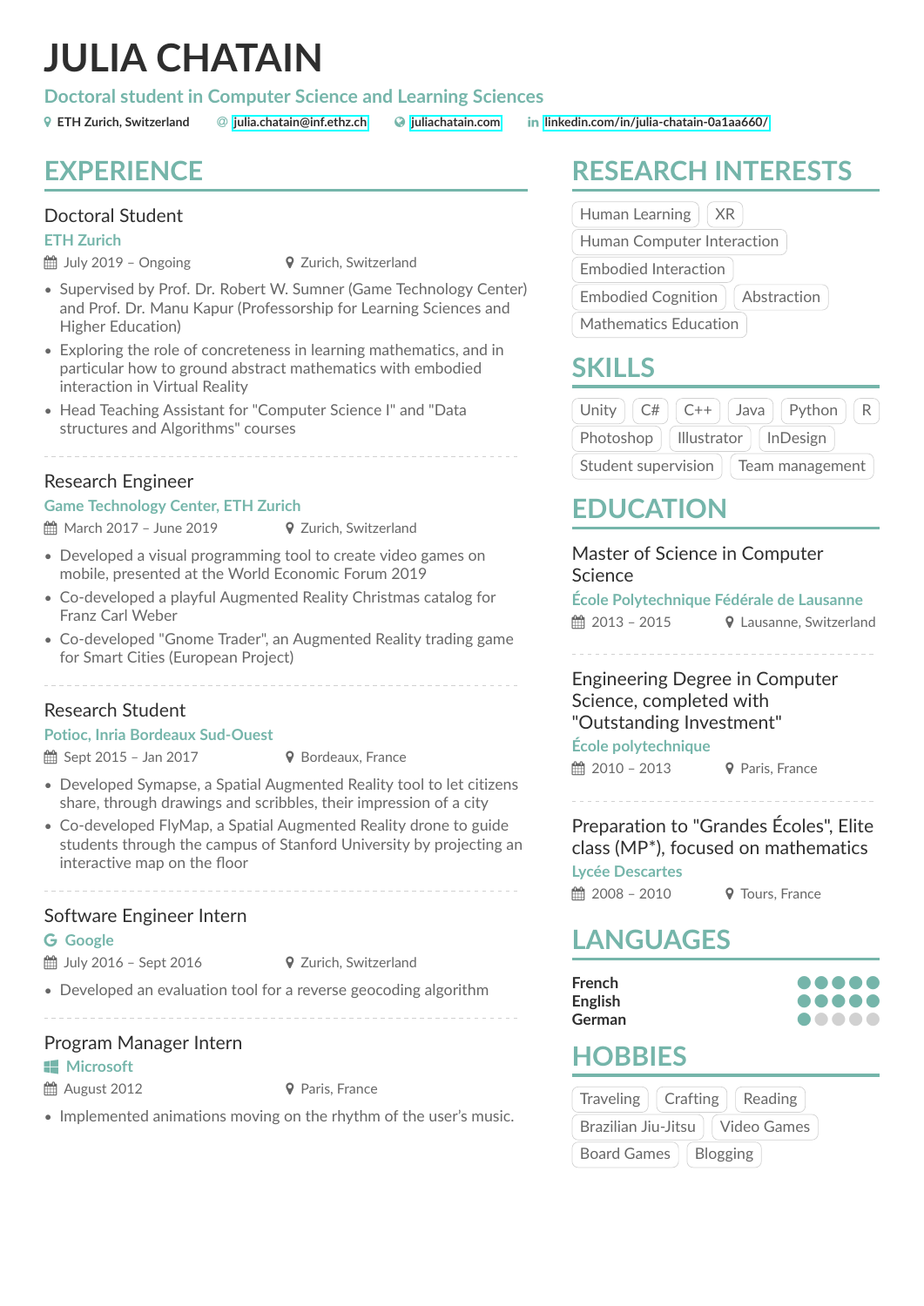# JULIA CHATAIN

**Doctoral student in Computer Science and Learning Sciences**

ETH Zurich, Switzerland | julia.chatain@inf.ethz.ch | juliachatain.com | linkedin.com/in/julia-chatain-0a1aa660/

## EXPERIENCE

### Doctoral Student

**ETH Zurich**

July 2019 – Ongoing | Zurich, Switzerland

- Supervised by Prof. Dr. Robert W. Sumner (Game Technology Center) and Prof. Dr. Manu Kapur (Professorship for Learning Sciences and Higher Education)
- Exploring the role of concreteness in learning mathematics, and in particular how to ground abstract mathematics with embodied interaction in Virtual Reality
- Head Teaching Assistant for "Computer Science I" and "Data structures and Algorithms" courses

### Research Engineer

**Game Technology Center, ETH Zurich**

March 2017 – June 2019 | Zurich, Switzerland

- Developed a visual programming tool to create video games on mobile, presented at the World Economic Forum 2019
- Co-developed a playful Augmented Reality Christmas catalog for Franz Carl Weber
- Co-developed "Gnome Trader", an Augmented Reality trading game for Smart Cities (European Project)

### Research Student

**Potioc, Inria Bordeaux Sud-Ouest**

Sept 2015 – Jan 2017 | Bordeaux, France

- Developed Symapse, a Spatial Augmented Reality tool to let citizens share, through drawings and scribbles, their impression of a city
- Co-developed FlyMap, a Spatial Augmented Reality drone to guide students through the campus of Stanford University by projecting an interactive map on the floor

### Software Engineer Intern

**Google**

July 2016 – Sept 2016 | Zurich, Switzerland

- Developed an evaluation tool for a reverse geocoding algorithm

### Program Manager Intern

**Microsoft**

August 2012 | Paris, France

- Implemented animations moving on the rhythm of the user's music.

## RESEARCH INTERESTS

Human Learning · XR · Human Computer Interaction · Embodied Interaction · Embodied Cognition · Abstraction · Mathematics Education

## SKILLS

Unity · C# · C++ · Java · Python · R · Photoshop · Illustrator · InDesign · Student supervision · Team management

## EDUCATION

### Master of Science in Computer Science

**École Polytechnique Fédérale de Lausanne**

2013 – 2015 | Lausanne, Switzerland

### Engineering Degree in Computer Science, completed with "Outstanding Investment"

**École polytechnique**

2010 – 2013 | Paris, France

### Preparation to "Grandes Écoles", Elite class (MP*), focused on mathematics

**Lycée Descartes**

2008 – 2010 | Tours, France

## LANGUAGES

- **French** — 5/5
- **English** — 5/5
- **German** — 1/5

## HOBBIES

Traveling · Crafting · Reading · Brazilian Jiu-Jitsu · Video Games · Board Games · Blogging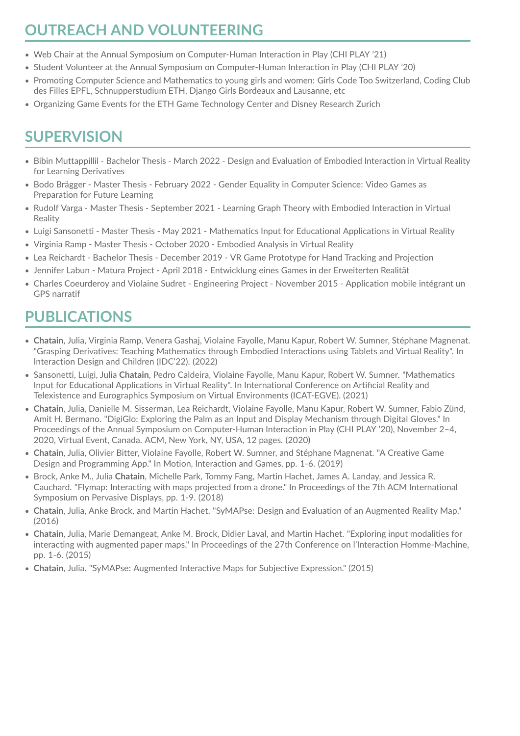## OUTREACH AND VOLUNTEERING

- Web Chair at the Annual Symposium on Computer-Human Interaction in Play (CHI PLAY '21)
- Student Volunteer at the Annual Symposium on Computer-Human Interaction in Play (CHI PLAY '20)
- Promoting Computer Science and Mathematics to young girls and women: Girls Code Too Switzerland, Coding Club des Filles EPFL, Schnupperstudium ETH, Django Girls Bordeaux and Lausanne, etc
- Organizing Game Events for the ETH Game Technology Center and Disney Research Zurich

## SUPERVISION

- Bibin Muttappillil - Bachelor Thesis - March 2022 - Design and Evaluation of Embodied Interaction in Virtual Reality for Learning Derivatives
- Bodo Brägger - Master Thesis - February 2022 - Gender Equality in Computer Science: Video Games as Preparation for Future Learning
- Rudolf Varga - Master Thesis - September 2021 - Learning Graph Theory with Embodied Interaction in Virtual Reality
- Luigi Sansonetti - Master Thesis - May 2021 - Mathematics Input for Educational Applications in Virtual Reality
- Virginia Ramp - Master Thesis - October 2020 - Embodied Analysis in Virtual Reality
- Lea Reichardt - Bachelor Thesis - December 2019 - VR Game Prototype for Hand Tracking and Projection
- Jennifer Labun - Matura Project - April 2018 - Entwicklung eines Games in der Erweiterten Realität
- Charles Coeurderoy and Violaine Sudret - Engineering Project - November 2015 - Application mobile intégrant un GPS narratif

## PUBLICATIONS

- **Chatain**, Julia, Virginia Ramp, Venera Gashaj, Violaine Fayolle, Manu Kapur, Robert W. Sumner, Stéphane Magnenat. "Grasping Derivatives: Teaching Mathematics through Embodied Interactions using Tablets and Virtual Reality". In Interaction Design and Children (IDC'22). (2022)
- Sansonetti, Luigi, Julia **Chatain**, Pedro Caldeira, Violaine Fayolle, Manu Kapur, Robert W. Sumner. "Mathematics Input for Educational Applications in Virtual Reality". In International Conference on Artificial Reality and Telexistence and Eurographics Symposium on Virtual Environments (ICAT-EGVE). (2021)
- **Chatain**, Julia, Danielle M. Sisserman, Lea Reichardt, Violaine Fayolle, Manu Kapur, Robert W. Sumner, Fabio Zünd, Amit H. Bermano. "DigiGlo: Exploring the Palm as an Input and Display Mechanism through Digital Gloves." In Proceedings of the Annual Symposium on Computer-Human Interaction in Play (CHI PLAY '20), November 2–4, 2020, Virtual Event, Canada. ACM, New York, NY, USA, 12 pages. (2020)
- **Chatain**, Julia, Olivier Bitter, Violaine Fayolle, Robert W. Sumner, and Stéphane Magnenat. "A Creative Game Design and Programming App." In Motion, Interaction and Games, pp. 1-6. (2019)
- Brock, Anke M., Julia **Chatain**, Michelle Park, Tommy Fang, Martin Hachet, James A. Landay, and Jessica R. Cauchard. "Flymap: Interacting with maps projected from a drone." In Proceedings of the 7th ACM International Symposium on Pervasive Displays, pp. 1-9. (2018)
- **Chatain**, Julia, Anke Brock, and Martin Hachet. "SyMAPse: Design and Evaluation of an Augmented Reality Map." (2016)
- **Chatain**, Julia, Marie Demangeat, Anke M. Brock, Didier Laval, and Martin Hachet. "Exploring input modalities for interacting with augmented paper maps." In Proceedings of the 27th Conference on l'Interaction Homme-Machine, pp. 1-6. (2015)
- **Chatain**, Julia. "SyMAPse: Augmented Interactive Maps for Subjective Expression." (2015)